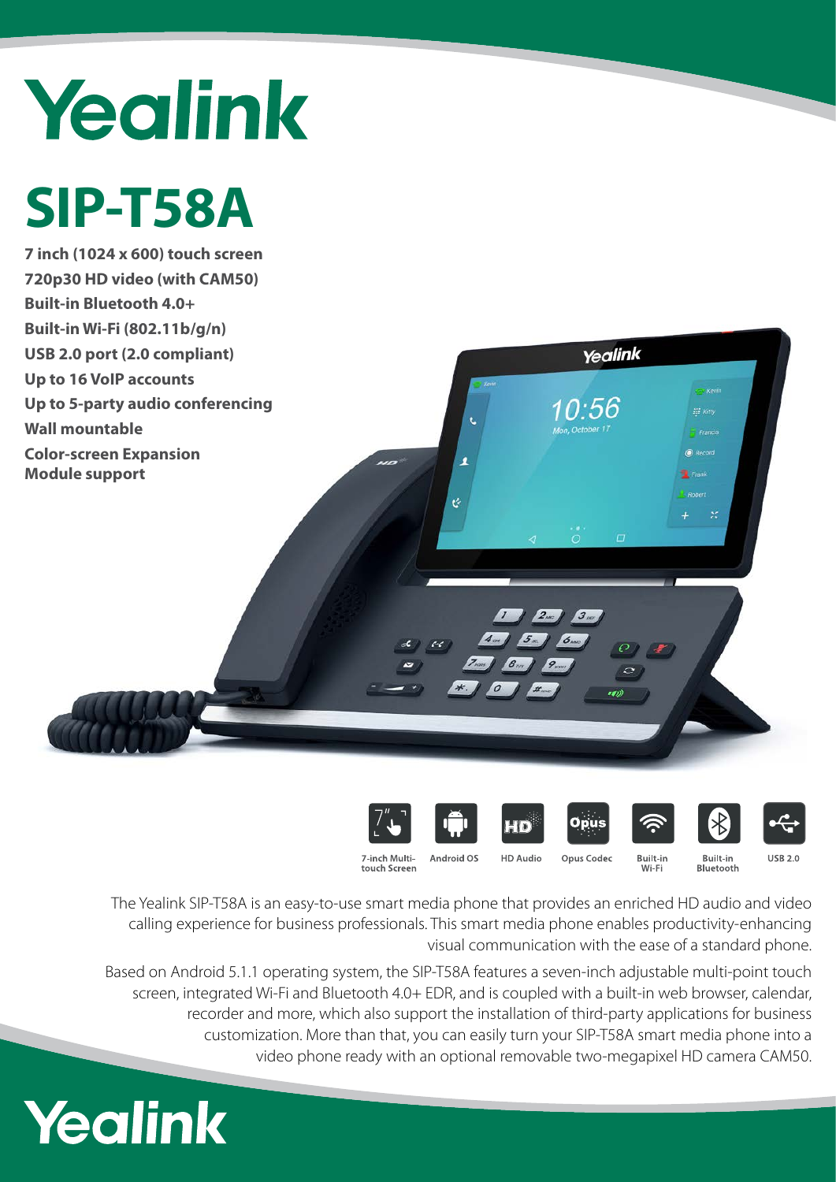# Yealink

# SIP-T58A

**7 inch (1024 x 600) touch screen**
**720p30 HD video (with CAM50)**
**Built-in Bluetooth 4.0+**
**Built-in Wi-Fi (802.11b/g/n)**
**USB 2.0 port (2.0 compliant)**
**Up to 16 VoIP accounts**
**Up to 5-party audio conferencing**
**Wall mountable**
**Color-screen Expansion Module support**

7-inch Multi-touch Screen | Android OS | HD Audio | Opus Codec | Built-in Wi-Fi | Built-in Bluetooth | USB 2.0

The Yealink SIP-T58A is an easy-to-use smart media phone that provides an enriched HD audio and video calling experience for business professionals. This smart media phone enables productivity-enhancing visual communication with the ease of a standard phone.

Based on Android 5.1.1 operating system, the SIP-T58A features a seven-inch adjustable multi-point touch screen, integrated Wi-Fi and Bluetooth 4.0+ EDR, and is coupled with a built-in web browser, calendar, recorder and more, which also support the installation of third-party applications for business customization. More than that, you can easily turn your SIP-T58A smart media phone into a video phone ready with an optional removable two-megapixel HD camera CAM50.

Yealink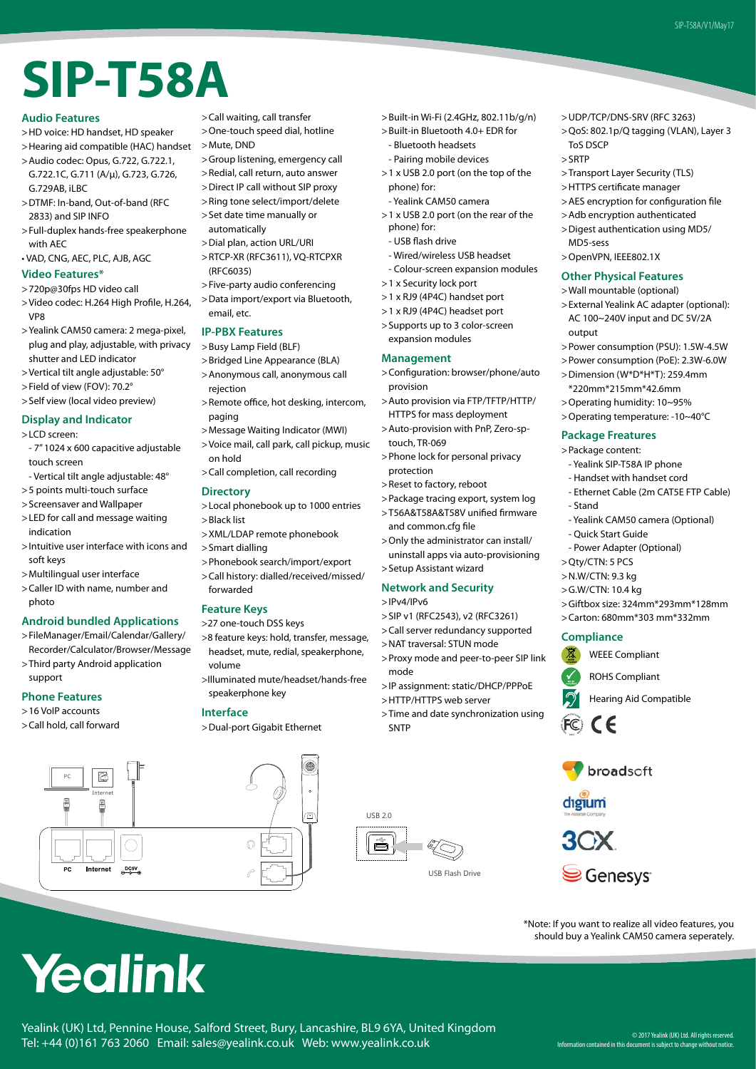# SIP-T58A

## Audio Features

- HD voice: HD handset, HD speaker
- Hearing aid compatible (HAC) handset
- Audio codec: Opus, G.722, G.722.1, G.722.1C, G.711 (A/μ), G.723, G.726, G.729AB, iLBC
- DTMF: In-band, Out-of-band (RFC 2833) and SIP INFO
- Full-duplex hands-free speakerphone with AEC
- VAD, CNG, AEC, PLC, AJB, AGC

## Video Features*

- 720p@30fps HD video call
- Video codec: H.264 High Profile, H.264, VP8
- Yealink CAM50 camera: 2 mega-pixel, plug and play, adjustable, with privacy shutter and LED indicator
- Vertical tilt angle adjustable: 50°
- Field of view (FOV): 70.2°
- Self view (local video preview)

## Display and Indicator

- LCD screen:
  - 7" 1024 x 600 capacitive adjustable touch screen
  - Vertical tilt angle adjustable: 48°
- 5 points multi-touch surface
- Screensaver and Wallpaper
- LED for call and message waiting indication
- Intuitive user interface with icons and soft keys
- Multilingual user interface
- Caller ID with name, number and photo

## Android bundled Applications

- FileManager/Email/Calendar/Gallery/Recorder/Calculator/Browser/Message
- Third party Android application support

## Phone Features

- 16 VoIP accounts
- Call hold, call forward
- Call waiting, call transfer
- One-touch speed dial, hotline
- Mute, DND
- Group listening, emergency call
- Redial, call return, auto answer
- Direct IP call without SIP proxy
- Ring tone select/import/delete
- Set date time manually or automatically
- Dial plan, action URL/URI
- RTCP-XR (RFC3611), VQ-RTCPXR (RFC6035)
- Five-party audio conferencing
- Data import/export via Bluetooth, email, etc.

## IP-PBX Features

- Busy Lamp Field (BLF)
- Bridged Line Appearance (BLA)
- Anonymous call, anonymous call rejection
- Remote office, hot desking, intercom, paging
- Message Waiting Indicator (MWI)
- Voice mail, call park, call pickup, music on hold
- Call completion, call recording

## Directory

- Local phonebook up to 1000 entries
- Black list
- XML/LDAP remote phonebook
- Smart dialling
- Phonebook search/import/export
- Call history: dialled/received/missed/forwarded

## Feature Keys

- 27 one-touch DSS keys
- 8 feature keys: hold, transfer, message, headset, mute, redial, speakerphone, volume
- Illuminated mute/headset/hands-free speakerphone key

## Interface

- Dual-port Gigabit Ethernet
- Built-in Wi-Fi (2.4GHz, 802.11b/g/n)
- Built-in Bluetooth 4.0+ EDR for
  - Bluetooth headsets
  - Pairing mobile devices
- 1 x USB 2.0 port (on the top of the phone) for:
  - Yealink CAM50 camera
- 1 x USB 2.0 port (on the rear of the phone) for:
  - USB flash drive
  - Wired/wireless USB headset
  - Colour-screen expansion modules
- 1 x Security lock port
- 1 x RJ9 (4P4C) handset port
- 1 x RJ9 (4P4C) headset port
- Supports up to 3 color-screen expansion modules

## Management

- Configuration: browser/phone/auto provision
- Auto provision via FTP/TFTP/HTTP/HTTPS for mass deployment
- Auto-provision with PnP, Zero-sp-touch, TR-069
- Phone lock for personal privacy protection
- Reset to factory, reboot
- Package tracing export, system log
- T56A&T58A&T58V unified firmware and common.cfg file
- Only the administrator can install/uninstall apps via auto-provisioning
- Setup Assistant wizard

## Network and Security

- IPv4/IPv6
- SIP v1 (RFC2543), v2 (RFC3261)
- Call server redundancy supported
- NAT traversal: STUN mode
- Proxy mode and peer-to-peer SIP link mode
- IP assignment: static/DHCP/PPPoE
- HTTP/HTTPS web server
- Time and date synchronization using SNTP
- UDP/TCP/DNS-SRV (RFC 3263)
- QoS: 802.1p/Q tagging (VLAN), Layer 3 ToS DSCP
- SRTP
- Transport Layer Security (TLS)
- HTTPS certificate manager
- AES encryption for configuration file
- Adb encryption authenticated
- Digest authentication using MD5/MD5-sess
- OpenVPN, IEEE802.1X

## Other Physical Features

- Wall mountable (optional)
- External Yealink AC adapter (optional): AC 100~240V input and DC 5V/2A output
- Power consumption (PSU): 1.5W-4.5W
- Power consumption (PoE): 2.3W-6.0W
- Dimension (W*D*H*T): 259.4mm *220mm*215mm*42.6mm
- Operating humidity: 10~95%
- Operating temperature: -10~40°C

## Package Features

- Package content:
  - Yealink SIP-T58A IP phone
  - Handset with handset cord
  - Ethernet Cable (2m CAT5E FTP Cable)
  - Stand
  - Yealink CAM50 camera (Optional)
  - Quick Start Guide
  - Power Adapter (Optional)
- Qty/CTN: 5 PCS
- N.W/CTN: 9.3 kg
- G.W/CTN: 10.4 kg
- Giftbox size: 324mm*293mm*128mm
- Carton: 680mm*303 mm*332mm

## Compliance

- WEEE Compliant
- ROHS Compliant
- Hearing Aid Compatible

PC  
Internet  
DC5V  
USB 2.0  
USB Flash Drive

broadsoft  
digium  
3CX  
Genesys

*Note: If you want to realize all video features, you should buy a Yealink CAM50 camera seperately.

Yealink

Yealink (UK) Ltd, Pennine House, Salford Street, Bury, Lancashire, BL9 6YA, United Kingdom  
Tel: +44 (0)161 763 2060 Email: sales@yealink.co.uk Web: www.yealink.co.uk

© 2017 Yealink (UK) Ltd. All rights reserved.  
Information contained in this document is subject to change without notice.